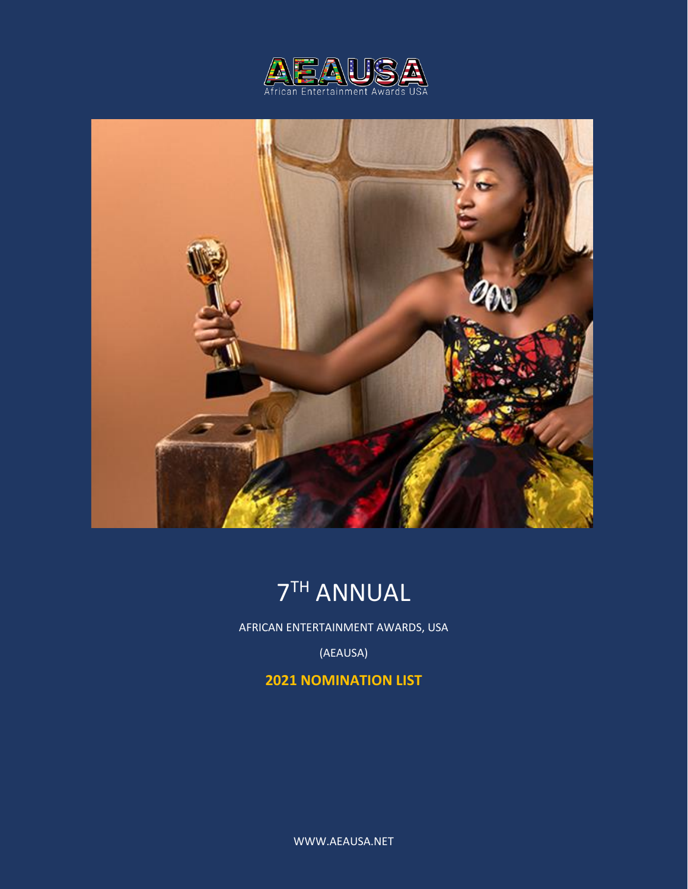AEAUSA

African Entertainment Awards USA

# 7TH ANNUAL

AFRICAN ENTERTAINMENT AWARDS, USA

(AEAUSA)

**2021 NOMINATION LIST**

WWW.AEAUSA.NET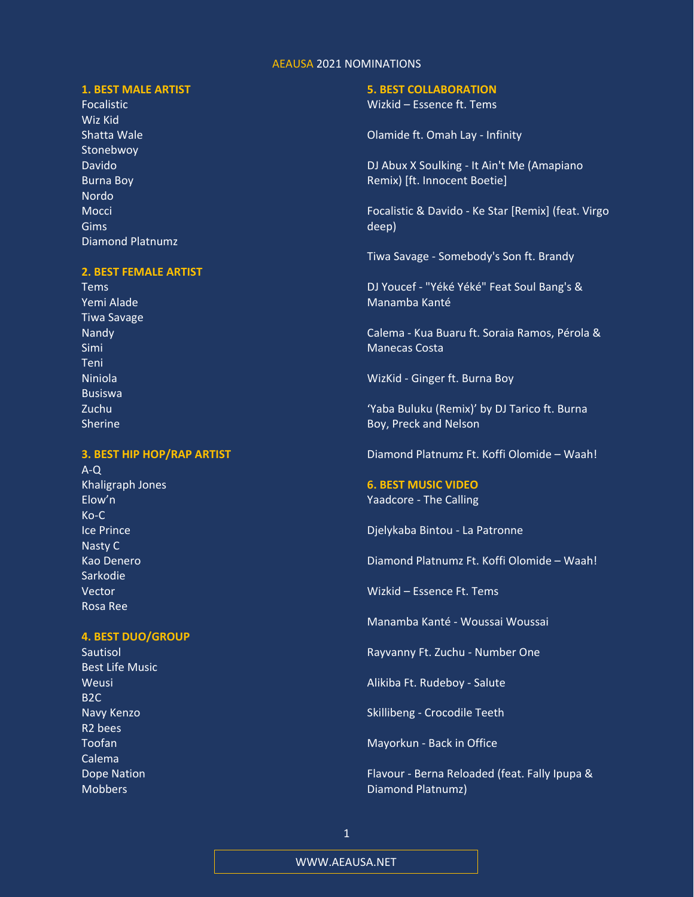# AEAUSA 2021 NOMINATIONS

## 1. BEST MALE ARTIST

Focalistic
Wiz Kid
Shatta Wale
Stonebwoy
Davido
Burna Boy
Nordo
Mocci
Gims
Diamond Platnumz

## 2. BEST FEMALE ARTIST

Tems
Yemi Alade
Tiwa Savage
Nandy
Simi
Teni
Niniola
Busiswa
Zuchu
Sherine

## 3. BEST HIP HOP/RAP ARTIST

A-Q
Khaligraph Jones
Elow'n
Ko-C
Ice Prince
Nasty C
Kao Denero
Sarkodie
Vector
Rosa Ree

## 4. BEST DUO/GROUP

Sautisol
Best Life Music
Weusi
B2C
Navy Kenzo
R2 bees
Toofan
Calema
Dope Nation
Mobbers

## 5. BEST COLLABORATION

Wizkid – Essence ft. Tems

Olamide ft. Omah Lay - Infinity

DJ Abux X Soulking - It Ain't Me (Amapiano Remix) [ft. Innocent Boetie]

Focalistic & Davido - Ke Star [Remix] (feat. Virgo deep)

Tiwa Savage - Somebody's Son ft. Brandy

DJ Youcef - "Yéké Yéké" Feat Soul Bang's & Manamba Kanté

Calema - Kua Buaru ft. Soraia Ramos, Pérola & Manecas Costa

WizKid - Ginger ft. Burna Boy

'Yaba Buluku (Remix)' by DJ Tarico ft. Burna Boy, Preck and Nelson

Diamond Platnumz Ft. Koffi Olomide – Waah!

## 6. BEST MUSIC VIDEO

Yaadcore - The Calling

Djelykaba Bintou - La Patronne

Diamond Platnumz Ft. Koffi Olomide – Waah!

Wizkid – Essence Ft. Tems

Manamba Kanté - Woussai Woussai

Rayvanny Ft. Zuchu - Number One

Alikiba Ft. Rudeboy - Salute

Skillibeng - Crocodile Teeth

Mayorkun - Back in Office

Flavour - Berna Reloaded (feat. Fally Ipupa & Diamond Platnumz)

WWW.AEAUSA.NET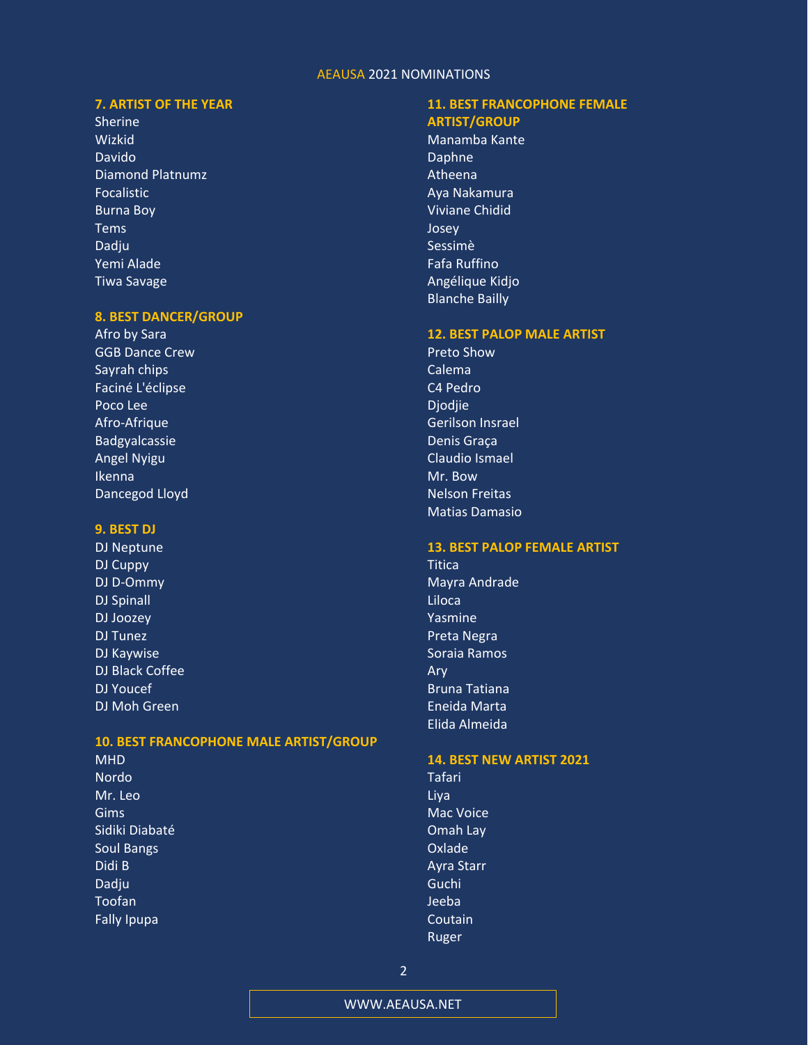AEAUSA 2021 NOMINATIONS

### 7. ARTIST OF THE YEAR

Sherine
Wizkid
Davido
Diamond Platnumz
Focalistic
Burna Boy
Tems
Dadju
Yemi Alade
Tiwa Savage

### 8. BEST DANCER/GROUP

Afro by Sara
GGB Dance Crew
Sayrah chips
Faciné L'éclipse
Poco Lee
Afro-Afrique
Badgyalcassie
Angel Nyigu
Ikenna
Dancegod Lloyd

### 9. BEST DJ

DJ Neptune
DJ Cuppy
DJ D-Ommy
DJ Spinall
DJ Joozey
DJ Tunez
DJ Kaywise
DJ Black Coffee
DJ Youcef
DJ Moh Green

### 10. BEST FRANCOPHONE MALE ARTIST/GROUP

MHD
Nordo
Mr. Leo
Gims
Sidiki Diabaté
Soul Bangs
Didi B
Dadju
Toofan
Fally Ipupa

### 11. BEST FRANCOPHONE FEMALE ARTIST/GROUP

Manamba Kante
Daphne
Atheena
Aya Nakamura
Viviane Chidid
Josey
Sessimè
Fafa Ruffino
Angélique Kidjo
Blanche Bailly

### 12. BEST PALOP MALE ARTIST

Preto Show
Calema
C4 Pedro
Djodjie
Gerilson Insrael
Denis Graça
Claudio Ismael
Mr. Bow
Nelson Freitas
Matias Damasio

### 13. BEST PALOP FEMALE ARTIST

Titica
Mayra Andrade
Liloca
Yasmine
Preta Negra
Soraia Ramos
Ary
Bruna Tatiana
Eneida Marta
Elida Almeida

### 14. BEST NEW ARTIST 2021

Tafari
Liya
Mac Voice
Omah Lay
Oxlade
Ayra Starr
Guchi
Jeeba
Coutain
Ruger

WWW.AEAUSA.NET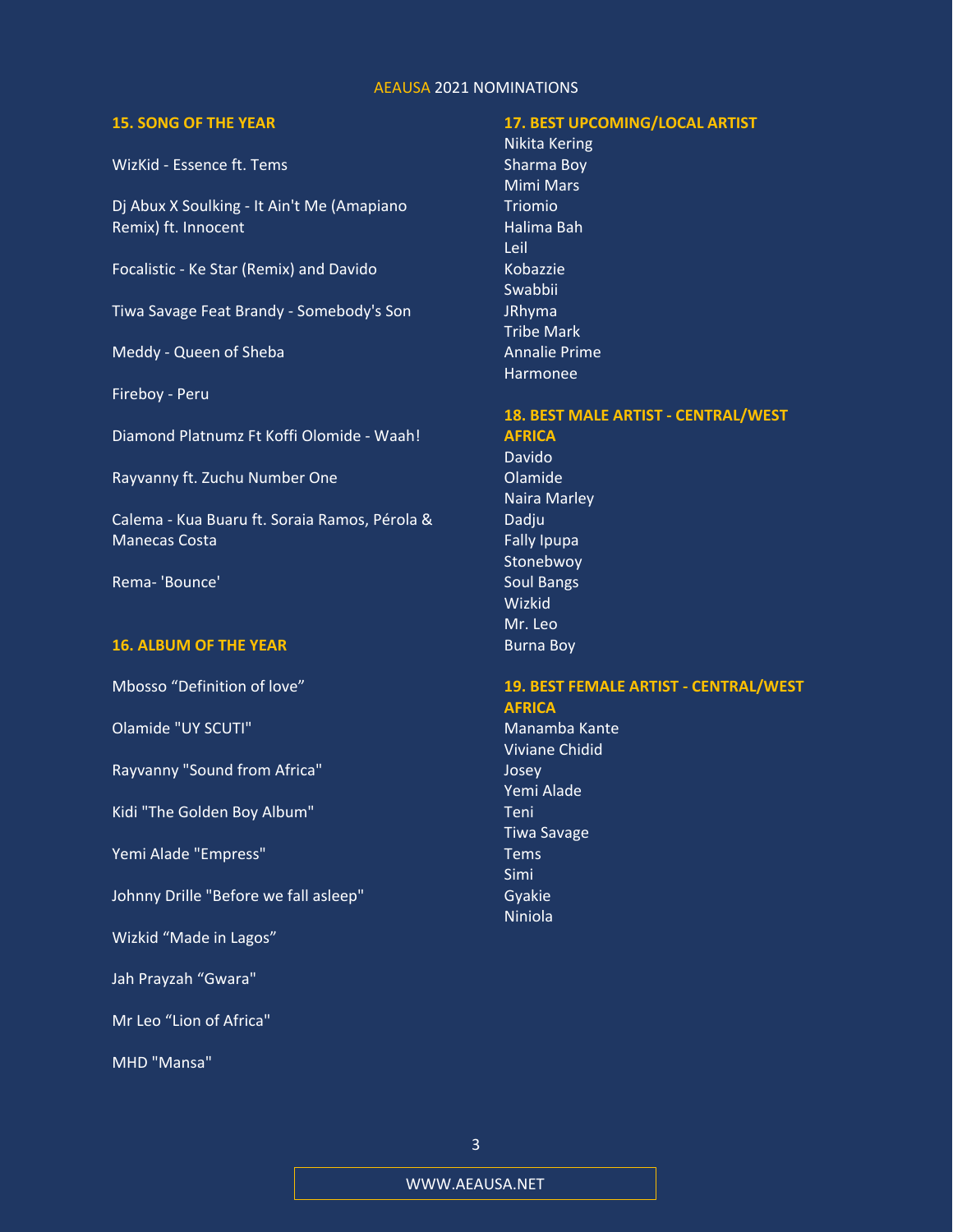AEAUSA 2021 NOMINATIONS

### 15. SONG OF THE YEAR

WizKid - Essence ft. Tems

Dj Abux X Soulking - It Ain't Me (Amapiano Remix) ft. Innocent

Focalistic - Ke Star (Remix) and Davido

Tiwa Savage Feat Brandy - Somebody's Son

Meddy - Queen of Sheba

Fireboy - Peru

Diamond Platnumz Ft Koffi Olomide - Waah!

Rayvanny ft. Zuchu Number One

Calema - Kua Buaru ft. Soraia Ramos, Pérola & Manecas Costa

Rema- 'Bounce'

### 16. ALBUM OF THE YEAR

Mbosso “Definition of love”

Olamide "UY SCUTI"

Rayvanny "Sound from Africa"

Kidi "The Golden Boy Album"

Yemi Alade "Empress"

Johnny Drille "Before we fall asleep"

Wizkid “Made in Lagos”

Jah Prayzah “Gwara"

Mr Leo “Lion of Africa"

MHD "Mansa"

### 17. BEST UPCOMING/LOCAL ARTIST

Nikita Kering
Sharma Boy
Mimi Mars
Triomio
Halima Bah
Leil
Kobazzie
Swabbii
JRhyma
Tribe Mark
Annalie Prime
Harmonee

### 18. BEST MALE ARTIST - CENTRAL/WEST AFRICA

Davido
Olamide
Naira Marley
Dadju
Fally Ipupa
Stonebwoy
Soul Bangs
Wizkid
Mr. Leo
Burna Boy

### 19. BEST FEMALE ARTIST - CENTRAL/WEST AFRICA

Manamba Kante
Viviane Chidid
Josey
Yemi Alade
Teni
Tiwa Savage
Tems
Simi
Gyakie
Niniola

WWW.AEAUSA.NET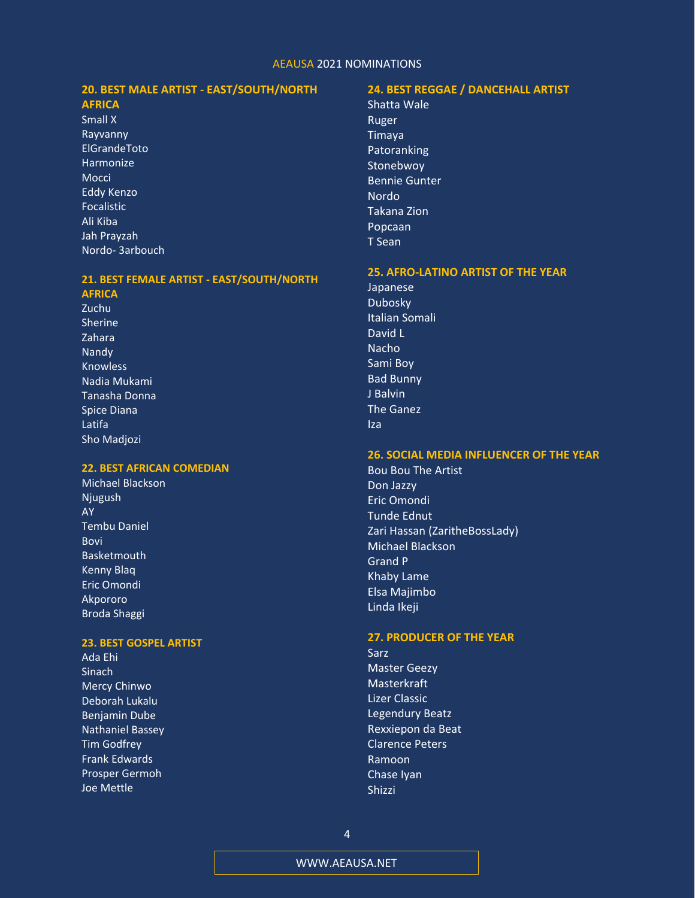AEAUSA 2021 NOMINATIONS

### 20. BEST MALE ARTIST - EAST/SOUTH/NORTH AFRICA

Small X
Rayvanny
ElGrandeToto
Harmonize
Mocci
Eddy Kenzo
Focalistic
Ali Kiba
Jah Prayzah
Nordo- 3arbouch

### 21. BEST FEMALE ARTIST - EAST/SOUTH/NORTH AFRICA

Zuchu
Sherine
Zahara
Nandy
Knowless
Nadia Mukami
Tanasha Donna
Spice Diana
Latifa
Sho Madjozi

### 22. BEST AFRICAN COMEDIAN

Michael Blackson
Njugush
AY
Tembu Daniel
Bovi
Basketmouth
Kenny Blaq
Eric Omondi
Akpororo
Broda Shaggi

### 23. BEST GOSPEL ARTIST

Ada Ehi
Sinach
Mercy Chinwo
Deborah Lukalu
Benjamin Dube
Nathaniel Bassey
Tim Godfrey
Frank Edwards
Prosper Germoh
Joe Mettle

### 24. BEST REGGAE / DANCEHALL ARTIST

Shatta Wale
Ruger
Timaya
Patoranking
Stonebwoy
Bennie Gunter
Nordo
Takana Zion
Popcaan
T Sean

### 25. AFRO-LATINO ARTIST OF THE YEAR

Japanese
Dubosky
Italian Somali
David L
Nacho
Sami Boy
Bad Bunny
J Balvin
The Ganez
Iza

### 26. SOCIAL MEDIA INFLUENCER OF THE YEAR

Bou Bou The Artist
Don Jazzy
Eric Omondi
Tunde Ednut
Zari Hassan (ZaritheBossLady)
Michael Blackson
Grand P
Khaby Lame
Elsa Majimbo
Linda Ikeji

### 27. PRODUCER OF THE YEAR

Sarz
Master Geezy
Masterkraft
Lizer Classic
Legendury Beatz
Rexxiepon da Beat
Clarence Peters
Ramoon
Chase Iyan
Shizzi

WWW.AEAUSA.NET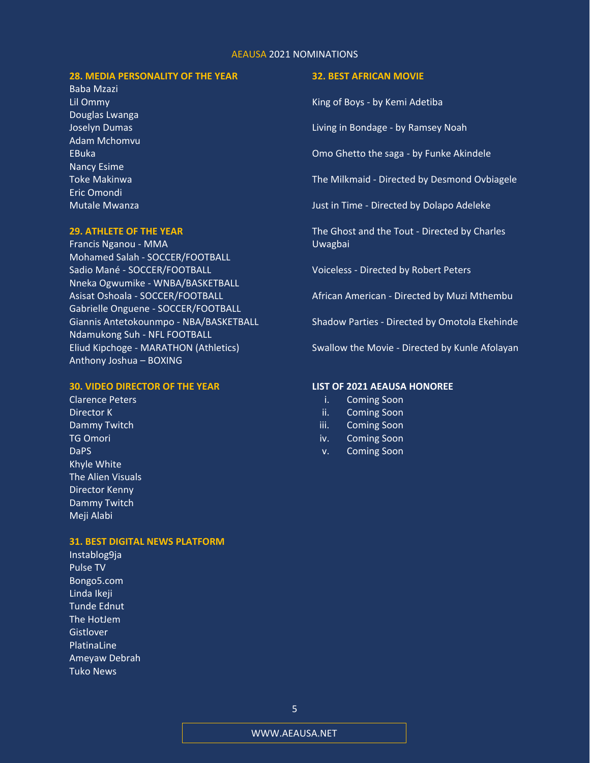AEAUSA 2021 NOMINATIONS

### 28. MEDIA PERSONALITY OF THE YEAR

Baba Mzazi
Lil Ommy
Douglas Lwanga
Joselyn Dumas
Adam Mchomvu
EBuka
Nancy Esime
Toke Makinwa
Eric Omondi
Mutale Mwanza

### 29. ATHLETE OF THE YEAR

Francis Nganou - MMA
Mohamed Salah - SOCCER/FOOTBALL
Sadio Mané - SOCCER/FOOTBALL
Nneka Ogwumike - WNBA/BASKETBALL
Asisat Oshoala - SOCCER/FOOTBALL
Gabrielle Onguene - SOCCER/FOOTBALL
Giannis Antetokounmpo - NBA/BASKETBALL
Ndamukong Suh - NFL FOOTBALL
Eliud Kipchoge - MARATHON (Athletics)
Anthony Joshua – BOXING

### 30. VIDEO DIRECTOR OF THE YEAR

Clarence Peters
Director K
Dammy Twitch
TG Omori
DaPS
Khyle White
The Alien Visuals
Director Kenny
Dammy Twitch
Meji Alabi

### 31. BEST DIGITAL NEWS PLATFORM

Instablog9ja
Pulse TV
Bongo5.com
Linda Ikeji
Tunde Ednut
The HotJem
Gistlover
PlatinaLine
Ameyaw Debrah
Tuko News

### 32. BEST AFRICAN MOVIE

King of Boys - by Kemi Adetiba

Living in Bondage - by Ramsey Noah

Omo Ghetto the saga - by Funke Akindele

The Milkmaid - Directed by Desmond Ovbiagele

Just in Time - Directed by Dolapo Adeleke

The Ghost and the Tout - Directed by Charles Uwagbai

Voiceless - Directed by Robert Peters

African American - Directed by Muzi Mthembu

Shadow Parties - Directed by Omotola Ekehinde

Swallow the Movie - Directed by Kunle Afolayan

### LIST OF 2021 AEAUSA HONOREE

i. Coming Soon
ii. Coming Soon
iii. Coming Soon
iv. Coming Soon
v. Coming Soon

WWW.AEAUSA.NET